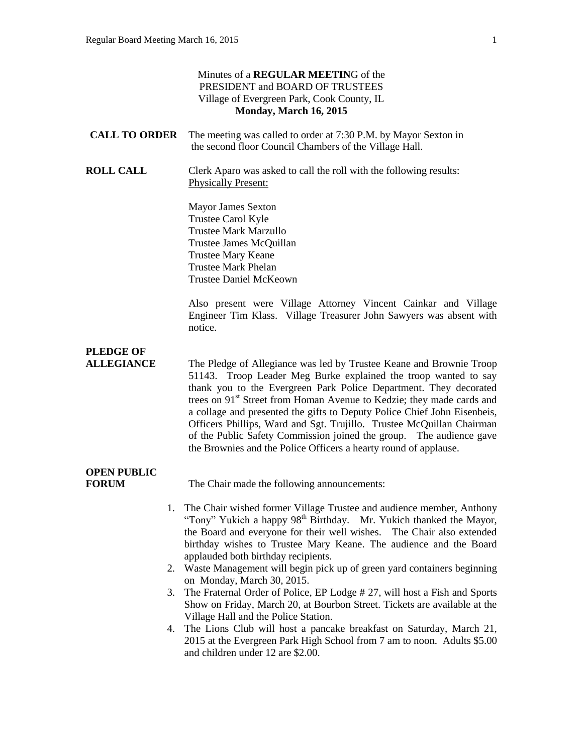Minutes of a **REGULAR MEETIN**G of the
PRESIDENT and BOARD OF TRUSTEES
Village of Evergreen Park, Cook County, IL
**Monday, March 16, 2015**

**CALL TO ORDER** The meeting was called to order at 7:30 P.M. by Mayor Sexton in the second floor Council Chambers of the Village Hall.

**ROLL CALL** Clerk Aparo was asked to call the roll with the following results:
Physically Present:

Mayor James Sexton
Trustee Carol Kyle
Trustee Mark Marzullo
Trustee James McQuillan
Trustee Mary Keane
Trustee Mark Phelan
Trustee Daniel McKeown

Also present were Village Attorney Vincent Cainkar and Village Engineer Tim Klass. Village Treasurer John Sawyers was absent with notice.

**PLEDGE OF ALLEGIANCE** The Pledge of Allegiance was led by Trustee Keane and Brownie Troop 51143. Troop Leader Meg Burke explained the troop wanted to say thank you to the Evergreen Park Police Department. They decorated trees on 91st Street from Homan Avenue to Kedzie; they made cards and a collage and presented the gifts to Deputy Police Chief John Eisenbeis, Officers Phillips, Ward and Sgt. Trujillo. Trustee McQuillan Chairman of the Public Safety Commission joined the group. The audience gave the Brownies and the Police Officers a hearty round of applause.

**OPEN PUBLIC FORUM** The Chair made the following announcements:

1. The Chair wished former Village Trustee and audience member, Anthony "Tony" Yukich a happy 98th Birthday. Mr. Yukich thanked the Mayor, the Board and everyone for their well wishes. The Chair also extended birthday wishes to Trustee Mary Keane. The audience and the Board applauded both birthday recipients.
2. Waste Management will begin pick up of green yard containers beginning on Monday, March 30, 2015.
3. The Fraternal Order of Police, EP Lodge # 27, will host a Fish and Sports Show on Friday, March 20, at Bourbon Street. Tickets are available at the Village Hall and the Police Station.
4. The Lions Club will host a pancake breakfast on Saturday, March 21, 2015 at the Evergreen Park High School from 7 am to noon. Adults $5.00 and children under 12 are $2.00.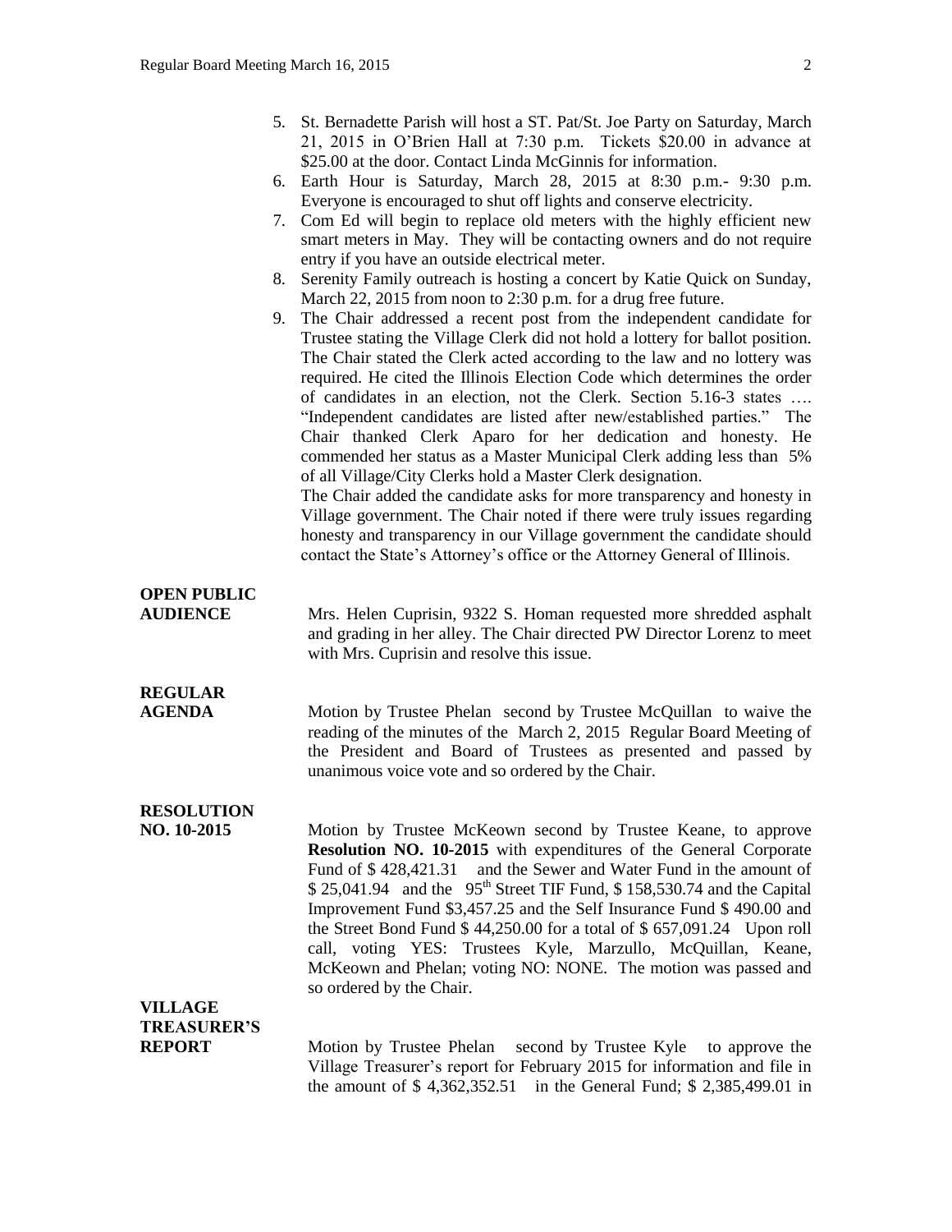5. St. Bernadette Parish will host a ST. Pat/St. Joe Party on Saturday, March 21, 2015 in O'Brien Hall at 7:30 p.m. Tickets $20.00 in advance at $25.00 at the door. Contact Linda McGinnis for information.
6. Earth Hour is Saturday, March 28, 2015 at 8:30 p.m.- 9:30 p.m. Everyone is encouraged to shut off lights and conserve electricity.
7. Com Ed will begin to replace old meters with the highly efficient new smart meters in May. They will be contacting owners and do not require entry if you have an outside electrical meter.
8. Serenity Family outreach is hosting a concert by Katie Quick on Sunday, March 22, 2015 from noon to 2:30 p.m. for a drug free future.
9. The Chair addressed a recent post from the independent candidate for Trustee stating the Village Clerk did not hold a lottery for ballot position. The Chair stated the Clerk acted according to the law and no lottery was required. He cited the Illinois Election Code which determines the order of candidates in an election, not the Clerk. Section 5.16-3 states …. "Independent candidates are listed after new/established parties." The Chair thanked Clerk Aparo for her dedication and honesty. He commended her status as a Master Municipal Clerk adding less than 5% of all Village/City Clerks hold a Master Clerk designation.

   The Chair added the candidate asks for more transparency and honesty in Village government. The Chair noted if there were truly issues regarding honesty and transparency in our Village government the candidate should contact the State's Attorney's office or the Attorney General of Illinois.

**OPEN PUBLIC AUDIENCE**

Mrs. Helen Cuprisin, 9322 S. Homan requested more shredded asphalt and grading in her alley. The Chair directed PW Director Lorenz to meet with Mrs. Cuprisin and resolve this issue.

**REGULAR AGENDA**

Motion by Trustee Phelan second by Trustee McQuillan to waive the reading of the minutes of the March 2, 2015 Regular Board Meeting of the President and Board of Trustees as presented and passed by unanimous voice vote and so ordered by the Chair.

**RESOLUTION NO. 10-2015**

Motion by Trustee McKeown second by Trustee Keane, to approve **Resolution NO. 10-2015** with expenditures of the General Corporate Fund of $ 428,421.31 and the Sewer and Water Fund in the amount of $ 25,041.94 and the 95th Street TIF Fund, $ 158,530.74 and the Capital Improvement Fund $3,457.25 and the Self Insurance Fund $ 490.00 and the Street Bond Fund $ 44,250.00 for a total of $ 657,091.24 Upon roll call, voting YES: Trustees Kyle, Marzullo, McQuillan, Keane, McKeown and Phelan; voting NO: NONE. The motion was passed and so ordered by the Chair.

**VILLAGE TREASURER'S REPORT**

Motion by Trustee Phelan second by Trustee Kyle to approve the Village Treasurer's report for February 2015 for information and file in the amount of $ 4,362,352.51 in the General Fund; $ 2,385,499.01 in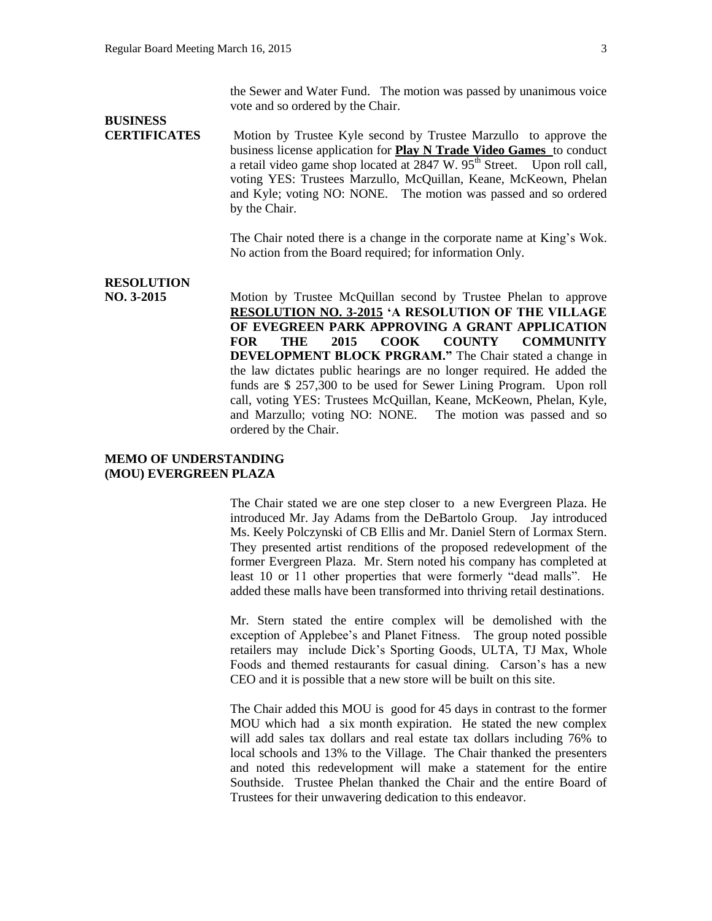the Sewer and Water Fund. The motion was passed by unanimous voice vote and so ordered by the Chair.

**BUSINESS CERTIFICATES**

Motion by Trustee Kyle second by Trustee Marzullo to approve the business license application for **Play N Trade Video Games** to conduct a retail video game shop located at 2847 W. 95th Street. Upon roll call, voting YES: Trustees Marzullo, McQuillan, Keane, McKeown, Phelan and Kyle; voting NO: NONE. The motion was passed and so ordered by the Chair.

The Chair noted there is a change in the corporate name at King's Wok. No action from the Board required; for information Only.

**RESOLUTION NO. 3-2015**

Motion by Trustee McQuillan second by Trustee Phelan to approve **RESOLUTION NO. 3-2015 'A RESOLUTION OF THE VILLAGE OF EVEGREEN PARK APPROVING A GRANT APPLICATION FOR THE 2015 COOK COUNTY COMMUNITY DEVELOPMENT BLOCK PRGRAM."** The Chair stated a change in the law dictates public hearings are no longer required. He added the funds are $ 257,300 to be used for Sewer Lining Program. Upon roll call, voting YES: Trustees McQuillan, Keane, McKeown, Phelan, Kyle, and Marzullo; voting NO: NONE. The motion was passed and so ordered by the Chair.

**MEMO OF UNDERSTANDING (MOU) EVERGREEN PLAZA**

The Chair stated we are one step closer to a new Evergreen Plaza. He introduced Mr. Jay Adams from the DeBartolo Group. Jay introduced Ms. Keely Polczynski of CB Ellis and Mr. Daniel Stern of Lormax Stern. They presented artist renditions of the proposed redevelopment of the former Evergreen Plaza. Mr. Stern noted his company has completed at least 10 or 11 other properties that were formerly "dead malls". He added these malls have been transformed into thriving retail destinations.

Mr. Stern stated the entire complex will be demolished with the exception of Applebee's and Planet Fitness. The group noted possible retailers may include Dick's Sporting Goods, ULTA, TJ Max, Whole Foods and themed restaurants for casual dining. Carson's has a new CEO and it is possible that a new store will be built on this site.

The Chair added this MOU is good for 45 days in contrast to the former MOU which had a six month expiration. He stated the new complex will add sales tax dollars and real estate tax dollars including 76% to local schools and 13% to the Village. The Chair thanked the presenters and noted this redevelopment will make a statement for the entire Southside. Trustee Phelan thanked the Chair and the entire Board of Trustees for their unwavering dedication to this endeavor.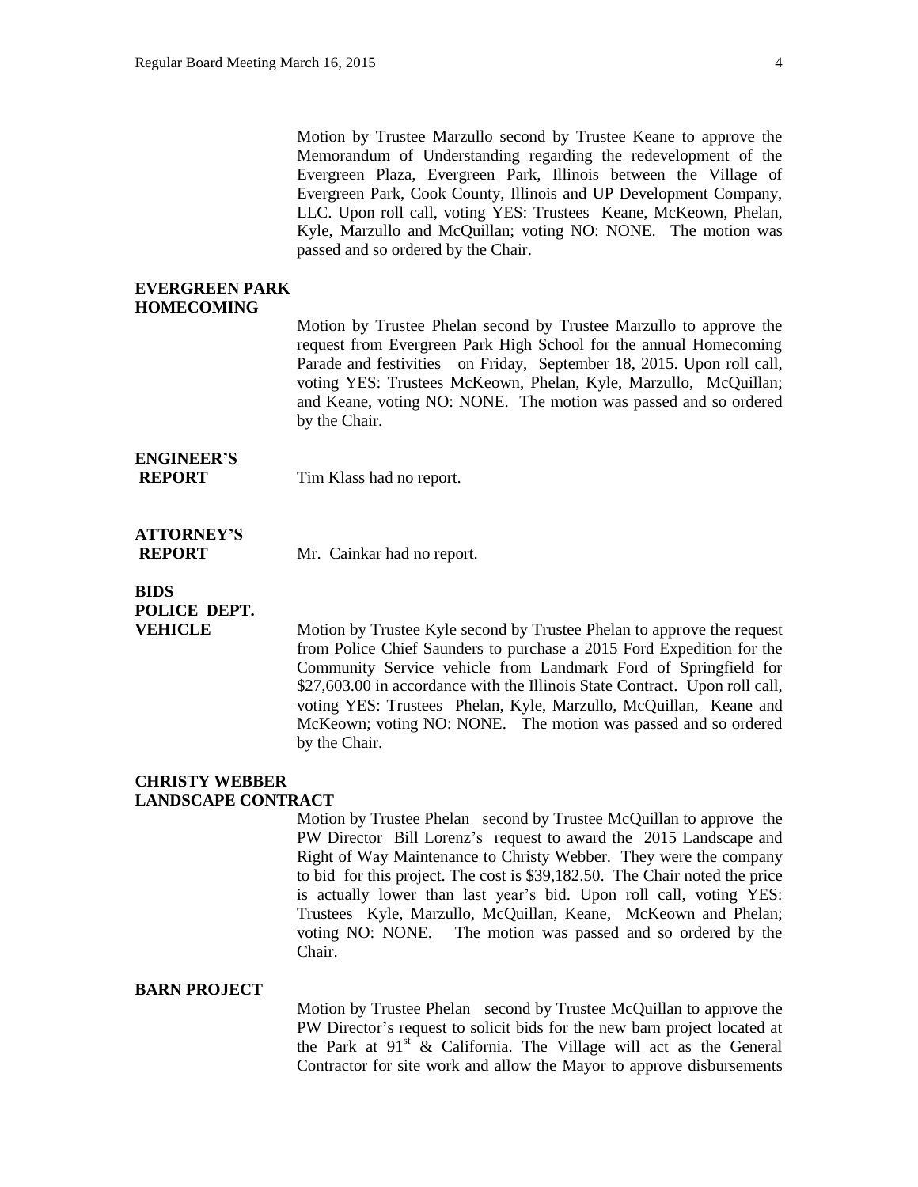Motion by Trustee Marzullo second by Trustee Keane to approve the Memorandum of Understanding regarding the redevelopment of the Evergreen Plaza, Evergreen Park, Illinois between the Village of Evergreen Park, Cook County, Illinois and UP Development Company, LLC. Upon roll call, voting YES: Trustees Keane, McKeown, Phelan, Kyle, Marzullo and McQuillan; voting NO: NONE. The motion was passed and so ordered by the Chair.

**EVERGREEN PARK HOMECOMING**

Motion by Trustee Phelan second by Trustee Marzullo to approve the request from Evergreen Park High School for the annual Homecoming Parade and festivities on Friday, September 18, 2015. Upon roll call, voting YES: Trustees McKeown, Phelan, Kyle, Marzullo, McQuillan; and Keane, voting NO: NONE. The motion was passed and so ordered by the Chair.

**ENGINEER'S REPORT**

Tim Klass had no report.

**ATTORNEY'S REPORT**

Mr. Cainkar had no report.

**BIDS POLICE DEPT. VEHICLE**

Motion by Trustee Kyle second by Trustee Phelan to approve the request from Police Chief Saunders to purchase a 2015 Ford Expedition for the Community Service vehicle from Landmark Ford of Springfield for $27,603.00 in accordance with the Illinois State Contract. Upon roll call, voting YES: Trustees Phelan, Kyle, Marzullo, McQuillan, Keane and McKeown; voting NO: NONE. The motion was passed and so ordered by the Chair.

**CHRISTY WEBBER LANDSCAPE CONTRACT**

Motion by Trustee Phelan second by Trustee McQuillan to approve the PW Director Bill Lorenz's request to award the 2015 Landscape and Right of Way Maintenance to Christy Webber. They were the company to bid for this project. The cost is $39,182.50. The Chair noted the price is actually lower than last year's bid. Upon roll call, voting YES: Trustees Kyle, Marzullo, McQuillan, Keane, McKeown and Phelan; voting NO: NONE. The motion was passed and so ordered by the Chair.

**BARN PROJECT**

Motion by Trustee Phelan second by Trustee McQuillan to approve the PW Director's request to solicit bids for the new barn project located at the Park at 91st & California. The Village will act as the General Contractor for site work and allow the Mayor to approve disbursements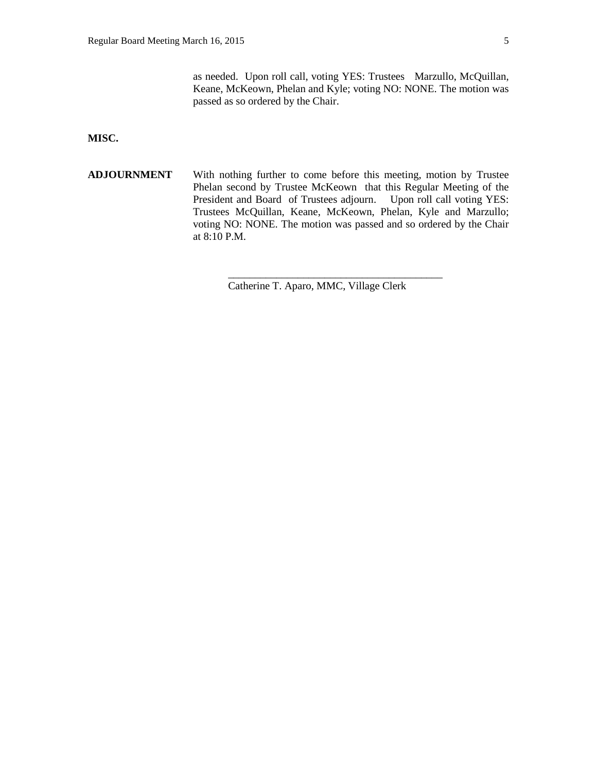as needed. Upon roll call, voting YES: Trustees Marzullo, McQuillan, Keane, McKeown, Phelan and Kyle; voting NO: NONE. The motion was passed as so ordered by the Chair.

**MISC.**

**ADJOURNMENT** With nothing further to come before this meeting, motion by Trustee Phelan second by Trustee McKeown that this Regular Meeting of the President and Board of Trustees adjourn. Upon roll call voting YES: Trustees McQuillan, Keane, McKeown, Phelan, Kyle and Marzullo; voting NO: NONE. The motion was passed and so ordered by the Chair at 8:10 P.M.

\_\_\_\_\_\_\_\_\_\_\_\_\_\_\_\_\_\_\_\_\_\_\_\_\_\_\_\_\_\_\_\_\_\_\_\_\_\_\_\_\_

Catherine T. Aparo, MMC, Village Clerk